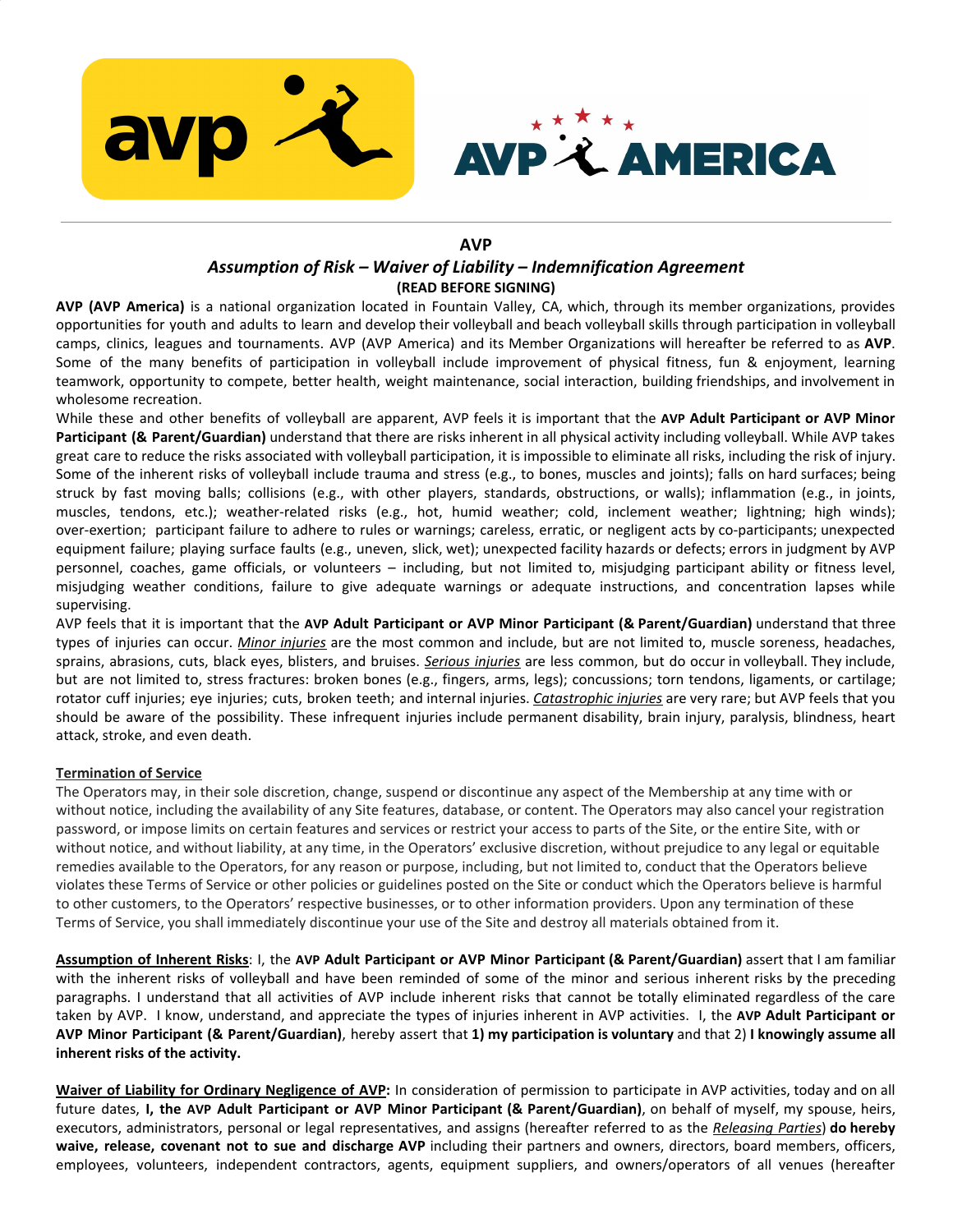## AVP

### *Assumption of Risk – Waiver of Liability – Indemnification Agreement*

**(READ BEFORE SIGNING)**

**AVP (AVP America)** is a national organization located in Fountain Valley, CA, which, through its member organizations, provides opportunities for youth and adults to learn and develop their volleyball and beach volleyball skills through participation in volleyball camps, clinics, leagues and tournaments. AVP (AVP America) and its Member Organizations will hereafter be referred to as **AVP**. Some of the many benefits of participation in volleyball include improvement of physical fitness, fun & enjoyment, learning teamwork, opportunity to compete, better health, weight maintenance, social interaction, building friendships, and involvement in wholesome recreation.

While these and other benefits of volleyball are apparent, AVP feels it is important that the **AVP Adult Participant or AVP Minor Participant (& Parent/Guardian)** understand that there are risks inherent in all physical activity including volleyball. While AVP takes great care to reduce the risks associated with volleyball participation, it is impossible to eliminate all risks, including the risk of injury. Some of the inherent risks of volleyball include trauma and stress (e.g., to bones, muscles and joints); falls on hard surfaces; being struck by fast moving balls; collisions (e.g., with other players, standards, obstructions, or walls); inflammation (e.g., in joints, muscles, tendons, etc.); weather-related risks (e.g., hot, humid weather; cold, inclement weather; lightning; high winds); over-exertion; participant failure to adhere to rules or warnings; careless, erratic, or negligent acts by co-participants; unexpected equipment failure; playing surface faults (e.g., uneven, slick, wet); unexpected facility hazards or defects; errors in judgment by AVP personnel, coaches, game officials, or volunteers – including, but not limited to, misjudging participant ability or fitness level, misjudging weather conditions, failure to give adequate warnings or adequate instructions, and concentration lapses while supervising.

AVP feels that it is important that the **AVP Adult Participant or AVP Minor Participant (& Parent/Guardian)** understand that three types of injuries can occur. *Minor injuries* are the most common and include, but are not limited to, muscle soreness, headaches, sprains, abrasions, cuts, black eyes, blisters, and bruises. *Serious injuries* are less common, but do occur in volleyball. They include, but are not limited to, stress fractures: broken bones (e.g., fingers, arms, legs); concussions; torn tendons, ligaments, or cartilage; rotator cuff injuries; eye injuries; cuts, broken teeth; and internal injuries. *Catastrophic injuries* are very rare; but AVP feels that you should be aware of the possibility. These infrequent injuries include permanent disability, brain injury, paralysis, blindness, heart attack, stroke, and even death.

**Termination of Service**

The Operators may, in their sole discretion, change, suspend or discontinue any aspect of the Membership at any time with or without notice, including the availability of any Site features, database, or content. The Operators may also cancel your registration password, or impose limits on certain features and services or restrict your access to parts of the Site, or the entire Site, with or without notice, and without liability, at any time, in the Operators' exclusive discretion, without prejudice to any legal or equitable remedies available to the Operators, for any reason or purpose, including, but not limited to, conduct that the Operators believe violates these Terms of Service or other policies or guidelines posted on the Site or conduct which the Operators believe is harmful to other customers, to the Operators' respective businesses, or to other information providers. Upon any termination of these Terms of Service, you shall immediately discontinue your use of the Site and destroy all materials obtained from it.

**Assumption of Inherent Risks**: I, the **AVP Adult Participant or AVP Minor Participant (& Parent/Guardian)** assert that I am familiar with the inherent risks of volleyball and have been reminded of some of the minor and serious inherent risks by the preceding paragraphs. I understand that all activities of AVP include inherent risks that cannot be totally eliminated regardless of the care taken by AVP. I know, understand, and appreciate the types of injuries inherent in AVP activities. I, the **AVP Adult Participant or AVP Minor Participant (& Parent/Guardian)**, hereby assert that **1) my participation is voluntary** and that 2) **I knowingly assume all inherent risks of the activity.**

**Waiver of Liability for Ordinary Negligence of AVP:** In consideration of permission to participate in AVP activities, today and on all future dates, **I, the AVP Adult Participant or AVP Minor Participant (& Parent/Guardian)**, on behalf of myself, my spouse, heirs, executors, administrators, personal or legal representatives, and assigns (hereafter referred to as the *Releasing Parties*) **do hereby waive, release, covenant not to sue and discharge AVP** including their partners and owners, directors, board members, officers, employees, volunteers, independent contractors, agents, equipment suppliers, and owners/operators of all venues (hereafter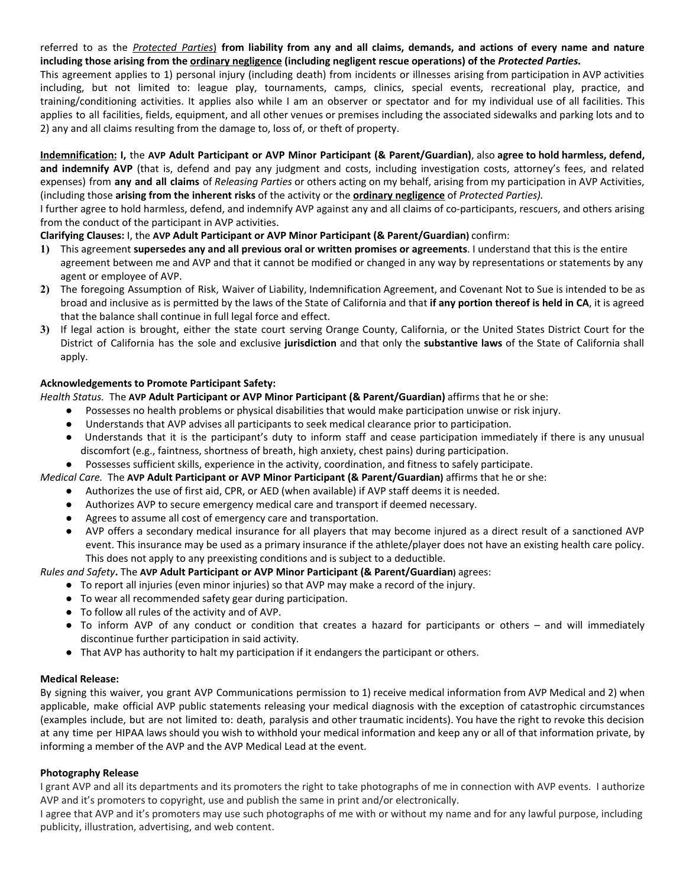referred to as the *<u>Protected Parties</u>*) **from liability from any and all claims, demands, and actions of every name and nature including those arising from the <u>ordinary negligence</u> (including negligent rescue operations) of the *Protected Parties.***

This agreement applies to 1) personal injury (including death) from incidents or illnesses arising from participation in AVP activities including, but not limited to: league play, tournaments, camps, clinics, special events, recreational play, practice, and training/conditioning activities. It applies also while I am an observer or spectator and for my individual use of all facilities. This applies to all facilities, fields, equipment, and all other venues or premises including the associated sidewalks and parking lots and to 2) any and all claims resulting from the damage to, loss of, or theft of property.

**<u>Indemnification:</u> I,** the **AVP Adult Participant or AVP Minor Participant (& Parent/Guardian)**, also **agree to hold harmless, defend, and indemnify AVP** (that is, defend and pay any judgment and costs, including investigation costs, attorney's fees, and related expenses) from **any and all claims** of *Releasing Parties* or others acting on my behalf, arising from my participation in AVP Activities, (including those **arising from the inherent risks** of the activity or the **<u>ordinary negligence</u>** of *Protected Parties).*

I further agree to hold harmless, defend, and indemnify AVP against any and all claims of co-participants, rescuers, and others arising from the conduct of the participant in AVP activities.

**Clarifying Clauses:** I, the **AVP Adult Participant or AVP Minor Participant (& Parent/Guardian)** confirm:

1) This agreement **supersedes any and all previous oral or written promises or agreements**. I understand that this is the entire agreement between me and AVP and that it cannot be modified or changed in any way by representations or statements by any agent or employee of AVP.
2) The foregoing Assumption of Risk, Waiver of Liability, Indemnification Agreement, and Covenant Not to Sue is intended to be as broad and inclusive as is permitted by the laws of the State of California and that **if any portion thereof is held in CA**, it is agreed that the balance shall continue in full legal force and effect.
3) If legal action is brought, either the state court serving Orange County, California, or the United States District Court for the District of California has the sole and exclusive **jurisdiction** and that only the **substantive laws** of the State of California shall apply.

**Acknowledgements to Promote Participant Safety:**

*Health Status.* The **AVP Adult Participant or AVP Minor Participant (& Parent/Guardian)** affirms that he or she:

- Possesses no health problems or physical disabilities that would make participation unwise or risk injury.
- Understands that AVP advises all participants to seek medical clearance prior to participation.
- Understands that it is the participant's duty to inform staff and cease participation immediately if there is any unusual discomfort (e.g., faintness, shortness of breath, high anxiety, chest pains) during participation.
- Possesses sufficient skills, experience in the activity, coordination, and fitness to safely participate.

*Medical Care.* The **AVP Adult Participant or AVP Minor Participant (& Parent/Guardian)** affirms that he or she:

- Authorizes the use of first aid, CPR, or AED (when available) if AVP staff deems it is needed.
- Authorizes AVP to secure emergency medical care and transport if deemed necessary.
- Agrees to assume all cost of emergency care and transportation.
- AVP offers a secondary medical insurance for all players that may become injured as a direct result of a sanctioned AVP event. This insurance may be used as a primary insurance if the athlete/player does not have an existing health care policy. This does not apply to any preexisting conditions and is subject to a deductible.

*Rules and Safety***.** The **AVP Adult Participant or AVP Minor Participant (& Parent/Guardian)** agrees:

- To report all injuries (even minor injuries) so that AVP may make a record of the injury.
- To wear all recommended safety gear during participation.
- To follow all rules of the activity and of AVP.
- To inform AVP of any conduct or condition that creates a hazard for participants or others – and will immediately discontinue further participation in said activity.
- That AVP has authority to halt my participation if it endangers the participant or others.

**Medical Release:**

By signing this waiver, you grant AVP Communications permission to 1) receive medical information from AVP Medical and 2) when applicable, make official AVP public statements releasing your medical diagnosis with the exception of catastrophic circumstances (examples include, but are not limited to: death, paralysis and other traumatic incidents). You have the right to revoke this decision at any time per HIPAA laws should you wish to withhold your medical information and keep any or all of that information private, by informing a member of the AVP and the AVP Medical Lead at the event.

**Photography Release**

I grant AVP and all its departments and its promoters the right to take photographs of me in connection with AVP events. I authorize AVP and it's promoters to copyright, use and publish the same in print and/or electronically.

I agree that AVP and it's promoters may use such photographs of me with or without my name and for any lawful purpose, including publicity, illustration, advertising, and web content.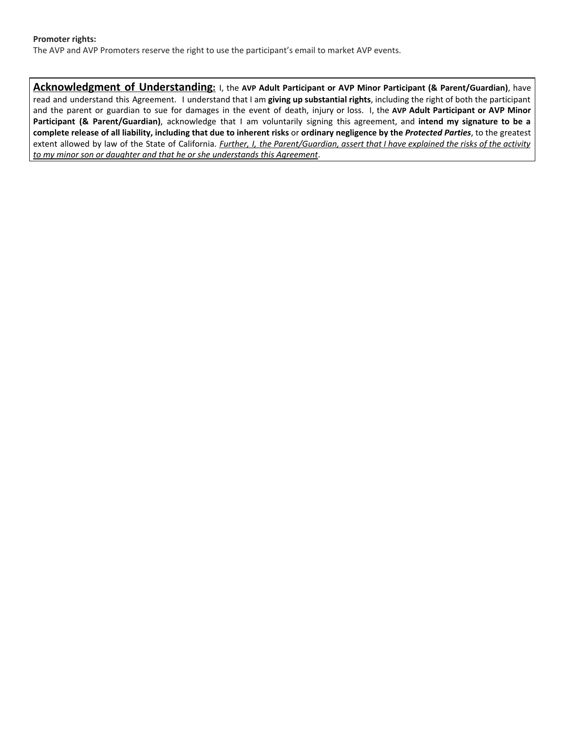**Promoter rights:**
The AVP and AVP Promoters reserve the right to use the participant's email to market AVP events.

**<u>Acknowledgment of Understanding</u>:** I, the **AVP Adult Participant or AVP Minor Participant (& Parent/Guardian)**, have read and understand this Agreement. I understand that I am **giving up substantial rights**, including the right of both the participant and the parent or guardian to sue for damages in the event of death, injury or loss. I, the **AVP Adult Participant or AVP Minor Participant (& Parent/Guardian)**, acknowledge that I am voluntarily signing this agreement, and **intend my signature to be a complete release of all liability, including that due to inherent risks** or **ordinary negligence by the *Protected Parties***, to the greatest extent allowed by law of the State of California. *<u>Further, I, the Parent/Guardian, assert that I have explained the risks of the activity to my minor son or daughter and that he or she understands this Agreement</u>*.